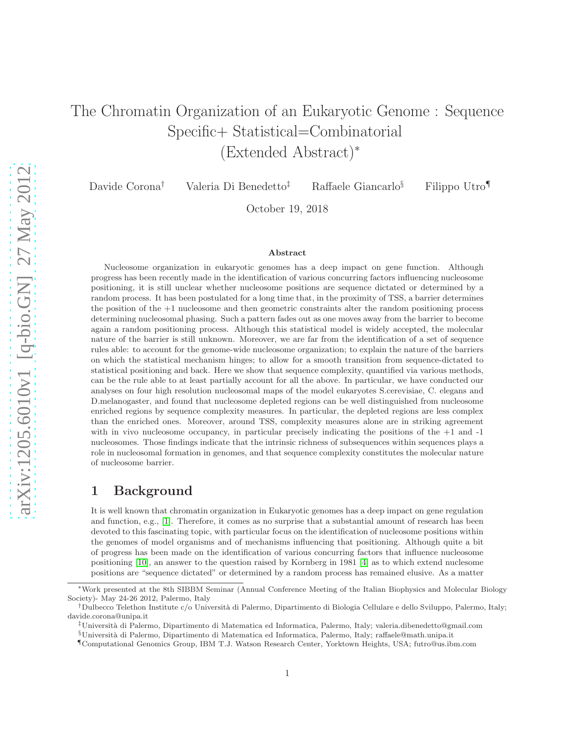# The Chromatin Organization of an Eukaryotic Genome : Sequence Specific+ Statistical=Combinatorial (Extended Abstract)*

Davide Corona[†] Valeria Di Benedetto[‡] Raffaele Giancarlo[§] Filippo Utro[¶]

October 19, 2018

### Abstract

Nucleosome organization in eukaryotic genomes has a deep impact on gene function. Although progress has been recently made in the identification of various concurring factors influencing nucleosome positioning, it is still unclear whether nucleosome positions are sequence dictated or determined by a random process. It has been postulated for a long time that, in the proximity of TSS, a barrier determines the position of the +1 nucleosome and then geometric constraints alter the random positioning process determining nucleosomal phasing. Such a pattern fades out as one moves away from the barrier to become again a random positioning process. Although this statistical model is widely accepted, the molecular nature of the barrier is still unknown. Moreover, we are far from the identification of a set of sequence rules able: to account for the genome-wide nucleosome organization; to explain the nature of the barriers on which the statistical mechanism hinges; to allow for a smooth transition from sequence-dictated to statistical positioning and back. Here we show that sequence complexity, quantified via various methods, can be the rule able to at least partially account for all the above. In particular, we have conducted our analyses on four high resolution nucleosomal maps of the model eukaryotes S.cerevisiae, C. elegans and D.melanogaster, and found that nucleosome depleted regions can be well distinguished from nucleosome enriched regions by sequence complexity measures. In particular, the depleted regions are less complex than the enriched ones. Moreover, around TSS, complexity measures alone are in striking agreement with in vivo nucleosome occupancy, in particular precisely indicating the positions of the +1 and -1 nucleosomes. Those findings indicate that the intrinsic richness of subsequences within sequences plays a role in nucleosomal formation in genomes, and that sequence complexity constitutes the molecular nature of nucleosome barrier.

## 1 Background

It is well known that chromatin organization in Eukaryotic genomes has a deep impact on gene regulation and function, e.g., [1]. Therefore, it comes as no surprise that a substantial amount of research has been devoted to this fascinating topic, with particular focus on the identification of nucleosome positions within the genomes of model organisms and of mechanisms influencing that positioning. Although quite a bit of progress has been made on the identification of various concurring factors that influence nucleosome positioning [10], an answer to the question raised by Kornberg in 1981 [4] as to which extend nucleosome positions are "sequence dictated" or determined by a random process has remained elusive. As a matter

---

*Work presented at the 8th SIBBM Seminar (Annual Conference Meeting of the Italian Biophysics and Molecular Biology Society)- May 24-26 2012, Palermo, Italy

†Dulbecco Telethon Institute c/o Università di Palermo, Dipartimento di Biologia Cellulare e dello Sviluppo, Palermo, Italy; davide.corona@unipa.it

‡Università di Palermo, Dipartimento di Matematica ed Informatica, Palermo, Italy; valeria.dibenedetto@gmail.com

§Università di Palermo, Dipartimento di Matematica ed Informatica, Palermo, Italy; raffaele@math.unipa.it

¶Computational Genomics Group, IBM T.J. Watson Research Center, Yorktown Heights, USA; futro@us.ibm.com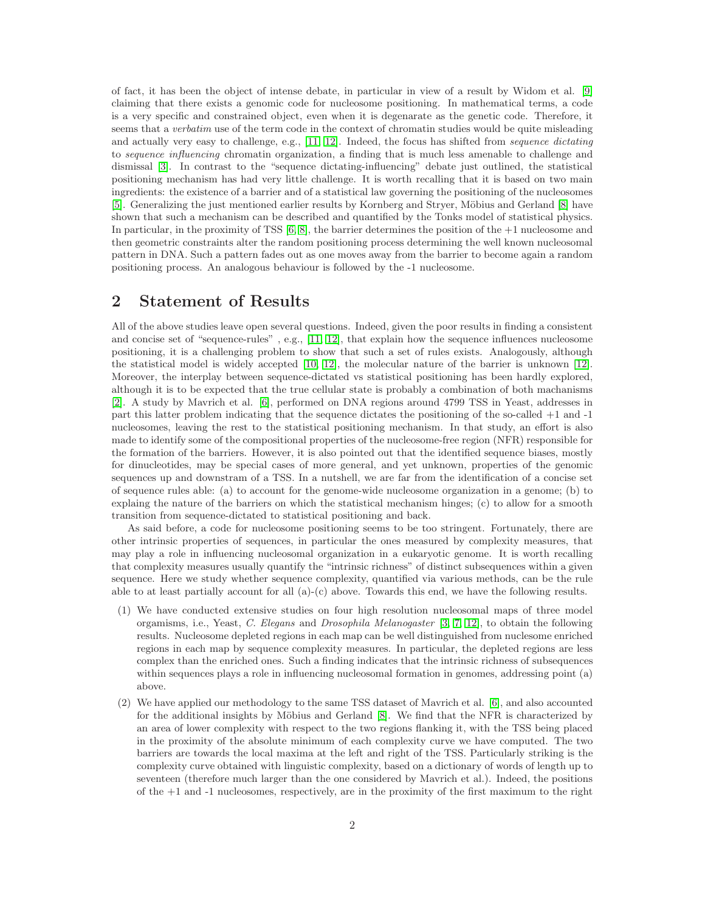of fact, it has been the object of intense debate, in particular in view of a result by Widom et al. [9] claiming that there exists a genomic code for nucleosome positioning. In mathematical terms, a code is a very specific and constrained object, even when it is degenarate as the genetic code. Therefore, it seems that a *verbatim* use of the term code in the context of chromatin studies would be quite misleading and actually very easy to challenge, e.g., [11, 12]. Indeed, the focus has shifted from *sequence dictating* to *sequence influencing* chromatin organization, a finding that is much less amenable to challenge and dismissal [3]. In contrast to the "sequence dictating-influencing" debate just outlined, the statistical positioning mechanism has had very little challenge. It is worth recalling that it is based on two main ingredients: the existence of a barrier and of a statistical law governing the positioning of the nucleosomes [5]. Generalizing the just mentioned earlier results by Kornberg and Stryer, Möbius and Gerland [8] have shown that such a mechanism can be described and quantified by the Tonks model of statistical physics. In particular, in the proximity of TSS [6, 8], the barrier determines the position of the +1 nucleosome and then geometric constraints alter the random positioning process determining the well known nucleosomal pattern in DNA. Such a pattern fades out as one moves away from the barrier to become again a random positioning process. An analogous behaviour is followed by the -1 nucleosome.

## 2 Statement of Results

All of the above studies leave open several questions. Indeed, given the poor results in finding a consistent and concise set of "sequence-rules" , e.g., [11, 12], that explain how the sequence influences nucleosome positioning, it is a challenging problem to show that such a set of rules exists. Analogously, although the statistical model is widely accepted [10, 12], the molecular nature of the barrier is unknown [12]. Moreover, the interplay between sequence-dictated vs statistical positioning has been hardly explored, although it is to be expected that the true cellular state is probably a combination of both machanisms [2]. A study by Mavrich et al. [6], performed on DNA regions around 4799 TSS in Yeast, addresses in part this latter problem indicating that the sequence dictates the positioning of the so-called +1 and -1 nucleosomes, leaving the rest to the statistical positioning mechanism. In that study, an effort is also made to identify some of the compositional properties of the nucleosome-free region (NFR) responsible for the formation of the barriers. However, it is also pointed out that the identified sequence biases, mostly for dinucleotides, may be special cases of more general, and yet unknown, properties of the genomic sequences up and downstram of a TSS. In a nutshell, we are far from the identification of a concise set of sequence rules able: (a) to account for the genome-wide nucleosome organization in a genome; (b) to explaing the nature of the barriers on which the statistical mechanism hinges; (c) to allow for a smooth transition from sequence-dictated to statistical positioning and back.

As said before, a code for nucleosome positioning seems to be too stringent. Fortunately, there are other intrinsic properties of sequences, in particular the ones measured by complexity measures, that may play a role in influencing nucleosomal organization in a eukaryotic genome. It is worth recalling that complexity measures usually quantify the "intrinsic richness" of distinct subsequences within a given sequence. Here we study whether sequence complexity, quantified via various methods, can be the rule able to at least partially account for all (a)-(c) above. Towards this end, we have the following results.

(1) We have conducted extensive studies on four high resolution nucleosomal maps of three model orgamisms, i.e., Yeast, *C. Elegans* and *Drosophila Melanogaster* [3, 7, 12], to obtain the following results. Nucleosome depleted regions in each map can be well distinguished from nuclesome enriched regions in each map by sequence complexity measures. In particular, the depleted regions are less complex than the enriched ones. Such a finding indicates that the intrinsic richness of subsequences within sequences plays a role in influencing nucleosomal formation in genomes, addressing point (a) above.

(2) We have applied our methodology to the same TSS dataset of Mavrich et al. [6], and also accounted for the additional insights by Möbius and Gerland [8]. We find that the NFR is characterized by an area of lower complexity with respect to the two regions flanking it, with the TSS being placed in the proximity of the absolute minimum of each complexity curve we have computed. The two barriers are towards the local maxima at the left and right of the TSS. Particularly striking is the complexity curve obtained with linguistic complexity, based on a dictionary of words of length up to seventeen (therefore much larger than the one considered by Mavrich et al.). Indeed, the positions of the +1 and -1 nucleosomes, respectively, are in the proximity of the first maximum to the right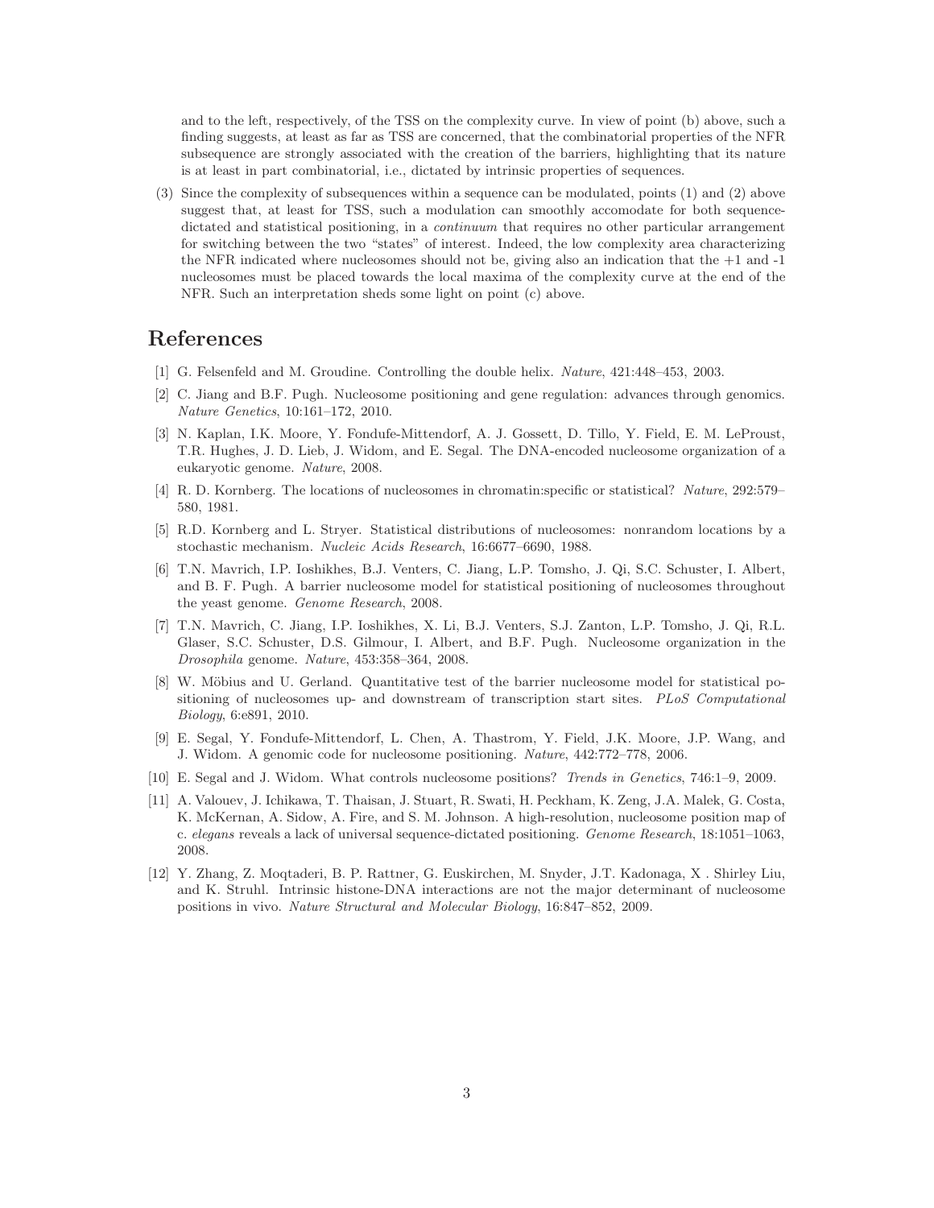and to the left, respectively, of the TSS on the complexity curve. In view of point (b) above, such a finding suggests, at least as far as TSS are concerned, that the combinatorial properties of the NFR subsequence are strongly associated with the creation of the barriers, highlighting that its nature is at least in part combinatorial, i.e., dictated by intrinsic properties of sequences.

(3) Since the complexity of subsequences within a sequence can be modulated, points (1) and (2) above suggest that, at least for TSS, such a modulation can smoothly accomodate for both sequence-dictated and statistical positioning, in a *continuum* that requires no other particular arrangement for switching between the two "states" of interest. Indeed, the low complexity area characterizing the NFR indicated where nucleosomes should not be, giving also an indication that the +1 and -1 nucleosomes must be placed towards the local maxima of the complexity curve at the end of the NFR. Such an interpretation sheds some light on point (c) above.

# References

[1] G. Felsenfeld and M. Groudine. Controlling the double helix. *Nature*, 421:448–453, 2003.

[2] C. Jiang and B.F. Pugh. Nucleosome positioning and gene regulation: advances through genomics. *Nature Genetics*, 10:161–172, 2010.

[3] N. Kaplan, I.K. Moore, Y. Fondufe-Mittendorf, A. J. Gossett, D. Tillo, Y. Field, E. M. LeProust, T.R. Hughes, J. D. Lieb, J. Widom, and E. Segal. The DNA-encoded nucleosome organization of a eukaryotic genome. *Nature*, 2008.

[4] R. D. Kornberg. The locations of nucleosomes in chromatin:specific or statistical? *Nature*, 292:579–580, 1981.

[5] R.D. Kornberg and L. Stryer. Statistical distributions of nucleosomes: nonrandom locations by a stochastic mechanism. *Nucleic Acids Research*, 16:6677–6690, 1988.

[6] T.N. Mavrich, I.P. Ioshikhes, B.J. Venters, C. Jiang, L.P. Tomsho, J. Qi, S.C. Schuster, I. Albert, and B. F. Pugh. A barrier nucleosome model for statistical positioning of nucleosomes throughout the yeast genome. *Genome Research*, 2008.

[7] T.N. Mavrich, C. Jiang, I.P. Ioshikhes, X. Li, B.J. Venters, S.J. Zanton, L.P. Tomsho, J. Qi, R.L. Glaser, S.C. Schuster, D.S. Gilmour, I. Albert, and B.F. Pugh. Nucleosome organization in the *Drosophila* genome. *Nature*, 453:358–364, 2008.

[8] W. Möbius and U. Gerland. Quantitative test of the barrier nucleosome model for statistical positioning of nucleosomes up- and downstream of transcription start sites. *PLoS Computational Biology*, 6:e891, 2010.

[9] E. Segal, Y. Fondufe-Mittendorf, L. Chen, A. Thastrom, Y. Field, J.K. Moore, J.P. Wang, and J. Widom. A genomic code for nucleosome positioning. *Nature*, 442:772–778, 2006.

[10] E. Segal and J. Widom. What controls nucleosome positions? *Trends in Genetics*, 746:1–9, 2009.

[11] A. Valouev, J. Ichikawa, T. Thaisan, J. Stuart, R. Swati, H. Peckham, K. Zeng, J.A. Malek, G. Costa, K. McKernan, A. Sidow, A. Fire, and S. M. Johnson. A high-resolution, nucleosome position map of c. *elegans* reveals a lack of universal sequence-dictated positioning. *Genome Research*, 18:1051–1063, 2008.

[12] Y. Zhang, Z. Moqtaderi, B. P. Rattner, G. Euskirchen, M. Snyder, J.T. Kadonaga, X . Shirley Liu, and K. Struhl. Intrinsic histone-DNA interactions are not the major determinant of nucleosome positions in vivo. *Nature Structural and Molecular Biology*, 16:847–852, 2009.